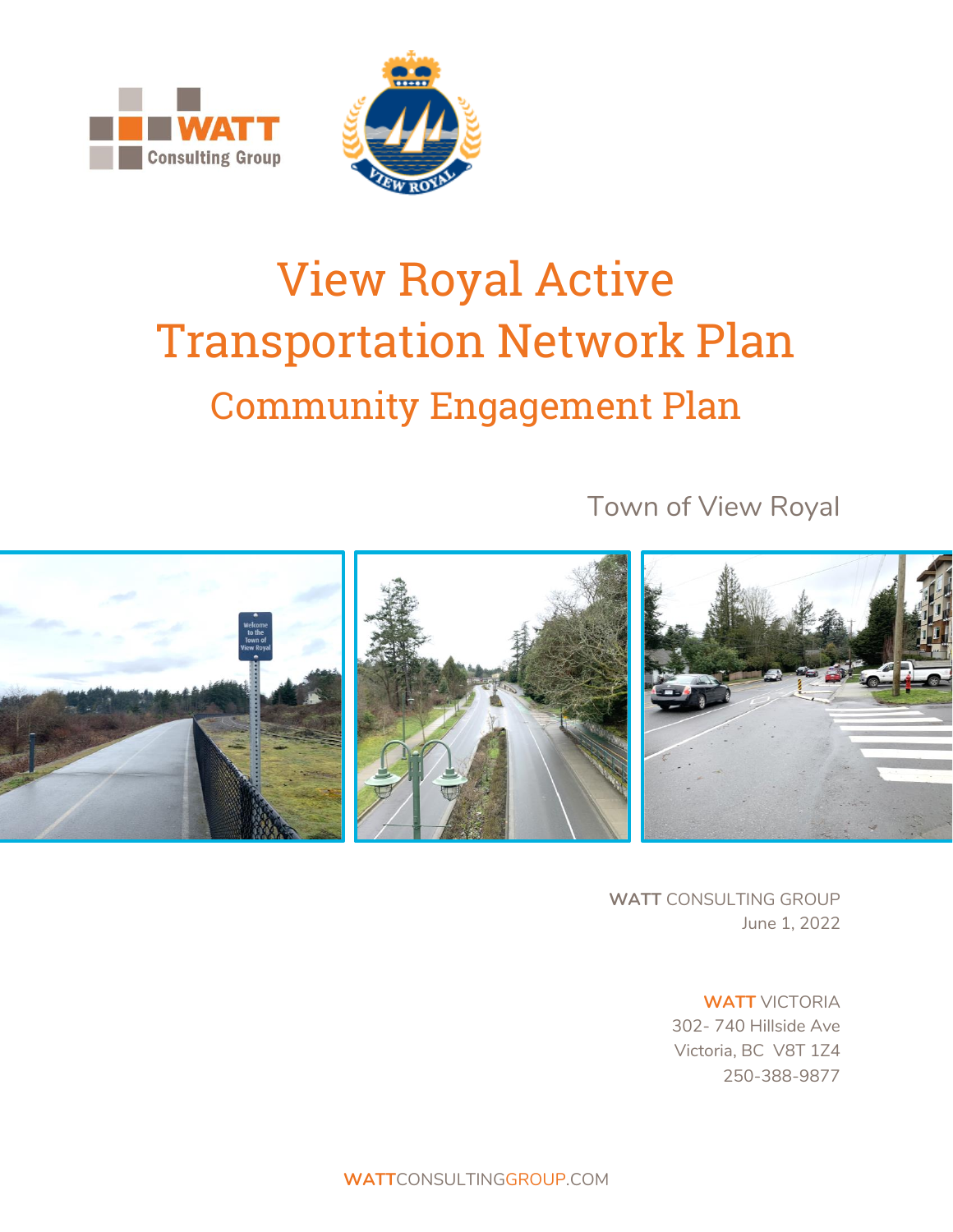# View Royal Active Transportation Network Plan

## Community Engagement Plan

Town of View Royal

**WATT** CONSULTING GROUP
June 1, 2022

**WATT** VICTORIA
302- 740 Hillside Ave
Victoria, BC V8T 1Z4
250-388-9877

WATTCONSULTINGGROUP.COM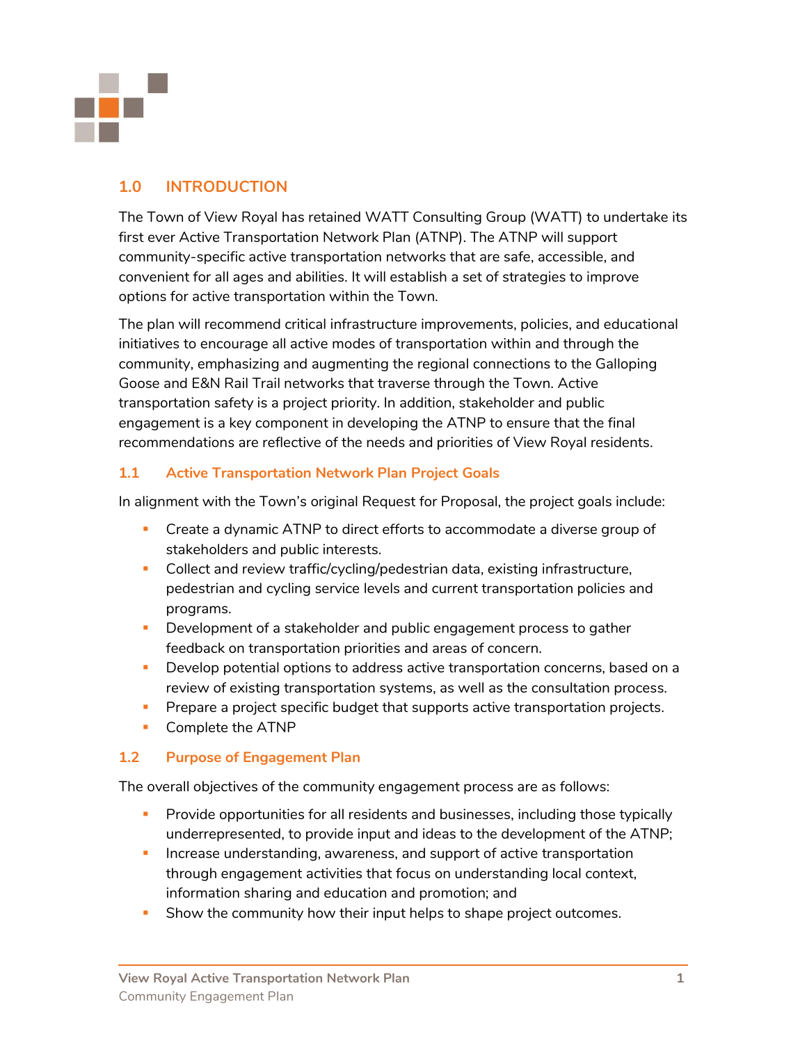## 1.0 INTRODUCTION

The Town of View Royal has retained WATT Consulting Group (WATT) to undertake its first ever Active Transportation Network Plan (ATNP). The ATNP will support community-specific active transportation networks that are safe, accessible, and convenient for all ages and abilities. It will establish a set of strategies to improve options for active transportation within the Town.

The plan will recommend critical infrastructure improvements, policies, and educational initiatives to encourage all active modes of transportation within and through the community, emphasizing and augmenting the regional connections to the Galloping Goose and E&N Rail Trail networks that traverse through the Town. Active transportation safety is a project priority. In addition, stakeholder and public engagement is a key component in developing the ATNP to ensure that the final recommendations are reflective of the needs and priorities of View Royal residents.

### 1.1 Active Transportation Network Plan Project Goals

In alignment with the Town's original Request for Proposal, the project goals include:

- Create a dynamic ATNP to direct efforts to accommodate a diverse group of stakeholders and public interests.
- Collect and review traffic/cycling/pedestrian data, existing infrastructure, pedestrian and cycling service levels and current transportation policies and programs.
- Development of a stakeholder and public engagement process to gather feedback on transportation priorities and areas of concern.
- Develop potential options to address active transportation concerns, based on a review of existing transportation systems, as well as the consultation process.
- Prepare a project specific budget that supports active transportation projects.
- Complete the ATNP

### 1.2 Purpose of Engagement Plan

The overall objectives of the community engagement process are as follows:

- Provide opportunities for all residents and businesses, including those typically underrepresented, to provide input and ideas to the development of the ATNP;
- Increase understanding, awareness, and support of active transportation through engagement activities that focus on understanding local context, information sharing and education and promotion; and
- Show the community how their input helps to shape project outcomes.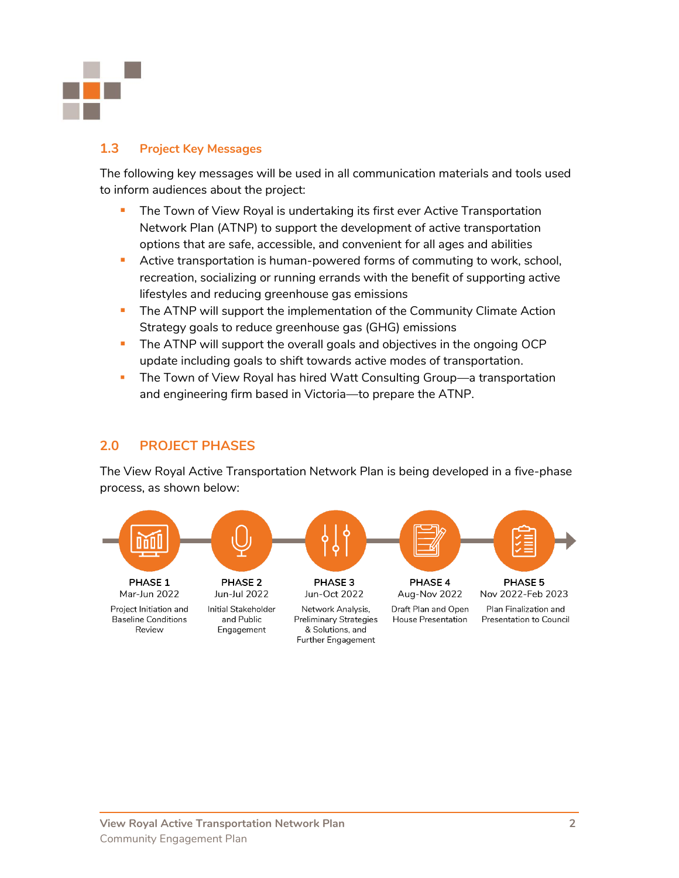## 1.3 Project Key Messages

The following key messages will be used in all communication materials and tools used to inform audiences about the project:

- The Town of View Royal is undertaking its first ever Active Transportation Network Plan (ATNP) to support the development of active transportation options that are safe, accessible, and convenient for all ages and abilities
- Active transportation is human-powered forms of commuting to work, school, recreation, socializing or running errands with the benefit of supporting active lifestyles and reducing greenhouse gas emissions
- The ATNP will support the implementation of the Community Climate Action Strategy goals to reduce greenhouse gas (GHG) emissions
- The ATNP will support the overall goals and objectives in the ongoing OCP update including goals to shift towards active modes of transportation.
- The Town of View Royal has hired Watt Consulting Group—a transportation and engineering firm based in Victoria—to prepare the ATNP.

# 2.0 PROJECT PHASES

The View Royal Active Transportation Network Plan is being developed in a five-phase process, as shown below:

**PHASE 1**
Mar-Jun 2022
Project Initiation and Baseline Conditions Review

**PHASE 2**
Jun-Jul 2022
Initial Stakeholder and Public Engagement

**PHASE 3**
Jun-Oct 2022
Network Analysis, Preliminary Strategies & Solutions, and Further Engagement

**PHASE 4**
Aug-Nov 2022
Draft Plan and Open House Presentation

**PHASE 5**
Nov 2022-Feb 2023
Plan Finalization and Presentation to Council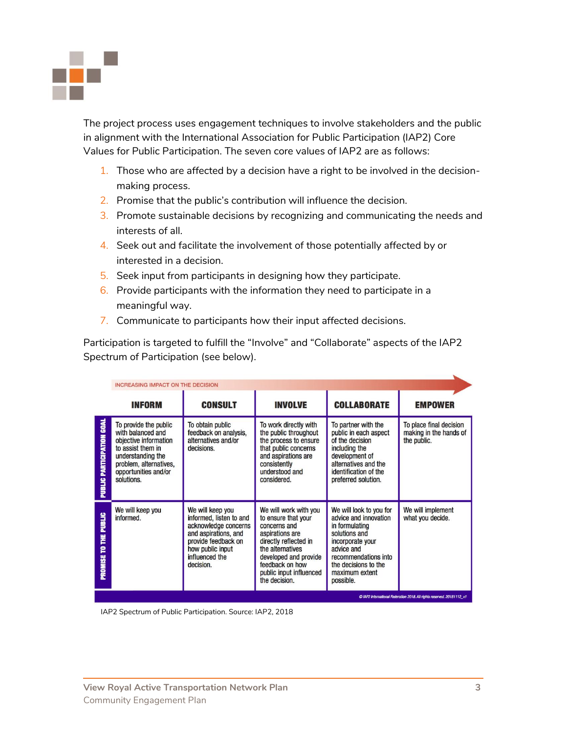The project process uses engagement techniques to involve stakeholders and the public in alignment with the International Association for Public Participation (IAP2) Core Values for Public Participation. The seven core values of IAP2 are as follows:

1. Those who are affected by a decision have a right to be involved in the decision-making process.
2. Promise that the public's contribution will influence the decision.
3. Promote sustainable decisions by recognizing and communicating the needs and interests of all.
4. Seek out and facilitate the involvement of those potentially affected by or interested in a decision.
5. Seek input from participants in designing how they participate.
6. Provide participants with the information they need to participate in a meaningful way.
7. Communicate to participants how their input affected decisions.

Participation is targeted to fulfill the "Involve" and "Collaborate" aspects of the IAP2 Spectrum of Participation (see below).

INCREASING IMPACT ON THE DECISION

| | INFORM | CONSULT | INVOLVE | COLLABORATE | EMPOWER |
|---|---|---|---|---|---|
| PUBLIC PARTICIPATION GOAL | To provide the public with balanced and objective information to assist them in understanding the problem, alternatives, opportunities and/or solutions. | To obtain public feedback on analysis, alternatives and/or decisions. | To work directly with the public throughout the process to ensure that public concerns and aspirations are consistently understood and considered. | To partner with the public in each aspect of the decision including the development of alternatives and the identification of the preferred solution. | To place final decision making in the hands of the public. |
| PROMISE TO THE PUBLIC | We will keep you informed. | We will keep you informed, listen to and acknowledge concerns and aspirations, and provide feedback on how public input influenced the decision. | We will work with you to ensure that your concerns and aspirations are directly reflected in the alternatives developed and provide feedback on how public input influenced the decision. | We will look to you for advice and innovation in formulating solutions and incorporate your advice and recommendations into the decisions to the maximum extent possible. | We will implement what you decide. |

© IAP2 International Federation 2018. All rights reserved. 20181112_v1

IAP2 Spectrum of Public Participation. Source: IAP2, 2018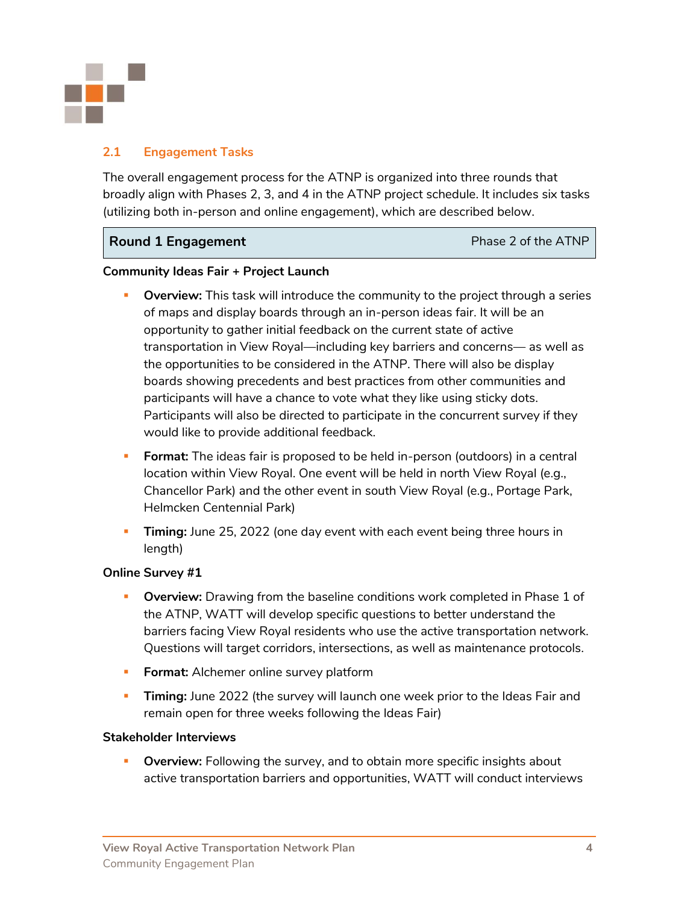## 2.1 Engagement Tasks

The overall engagement process for the ATNP is organized into three rounds that broadly align with Phases 2, 3, and 4 in the ATNP project schedule. It includes six tasks (utilizing both in-person and online engagement), which are described below.

| **Round 1 Engagement** | Phase 2 of the ATNP |
|---|---|

**Community Ideas Fair + Project Launch**

- **Overview:** This task will introduce the community to the project through a series of maps and display boards through an in-person ideas fair. It will be an opportunity to gather initial feedback on the current state of active transportation in View Royal—including key barriers and concerns— as well as the opportunities to be considered in the ATNP. There will also be display boards showing precedents and best practices from other communities and participants will have a chance to vote what they like using sticky dots. Participants will also be directed to participate in the concurrent survey if they would like to provide additional feedback.
- **Format:** The ideas fair is proposed to be held in-person (outdoors) in a central location within View Royal. One event will be held in north View Royal (e.g., Chancellor Park) and the other event in south View Royal (e.g., Portage Park, Helmcken Centennial Park)
- **Timing:** June 25, 2022 (one day event with each event being three hours in length)

**Online Survey #1**

- **Overview:** Drawing from the baseline conditions work completed in Phase 1 of the ATNP, WATT will develop specific questions to better understand the barriers facing View Royal residents who use the active transportation network. Questions will target corridors, intersections, as well as maintenance protocols.
- **Format:** Alchemer online survey platform
- **Timing:** June 2022 (the survey will launch one week prior to the Ideas Fair and remain open for three weeks following the Ideas Fair)

**Stakeholder Interviews**

- **Overview:** Following the survey, and to obtain more specific insights about active transportation barriers and opportunities, WATT will conduct interviews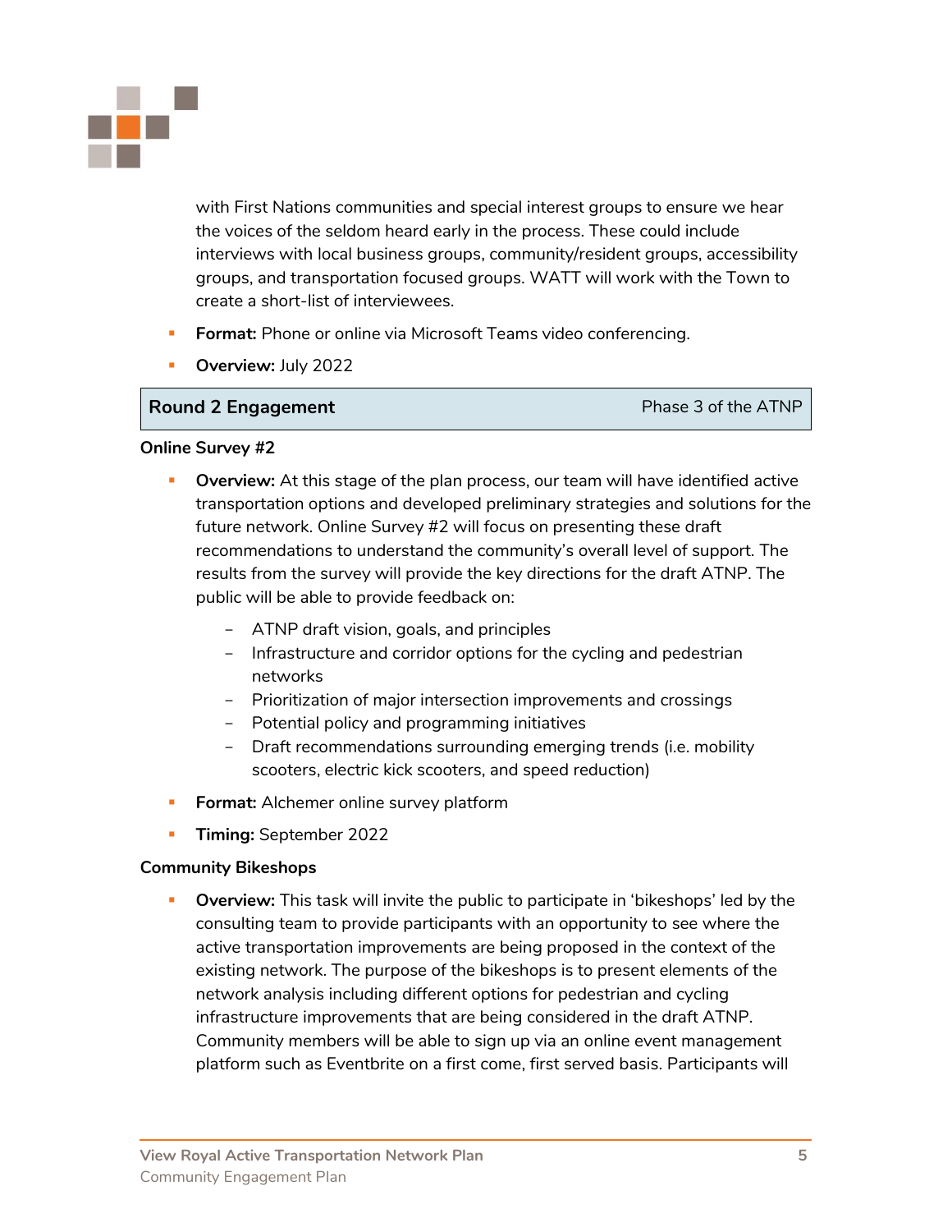with First Nations communities and special interest groups to ensure we hear the voices of the seldom heard early in the process. These could include interviews with local business groups, community/resident groups, accessibility groups, and transportation focused groups. WATT will work with the Town to create a short-list of interviewees.

- **Format:** Phone or online via Microsoft Teams video conferencing.
- **Overview:** July 2022

## Round 2 Engagement — Phase 3 of the ATNP

**Online Survey #2**

- **Overview:** At this stage of the plan process, our team will have identified active transportation options and developed preliminary strategies and solutions for the future network. Online Survey #2 will focus on presenting these draft recommendations to understand the community's overall level of support. The results from the survey will provide the key directions for the draft ATNP. The public will be able to provide feedback on:
  - ATNP draft vision, goals, and principles
  - Infrastructure and corridor options for the cycling and pedestrian networks
  - Prioritization of major intersection improvements and crossings
  - Potential policy and programming initiatives
  - Draft recommendations surrounding emerging trends (i.e. mobility scooters, electric kick scooters, and speed reduction)
- **Format:** Alchemer online survey platform
- **Timing:** September 2022

**Community Bikeshops**

- **Overview:** This task will invite the public to participate in 'bikeshops' led by the consulting team to provide participants with an opportunity to see where the active transportation improvements are being proposed in the context of the existing network. The purpose of the bikeshops is to present elements of the network analysis including different options for pedestrian and cycling infrastructure improvements that are being considered in the draft ATNP. Community members will be able to sign up via an online event management platform such as Eventbrite on a first come, first served basis. Participants will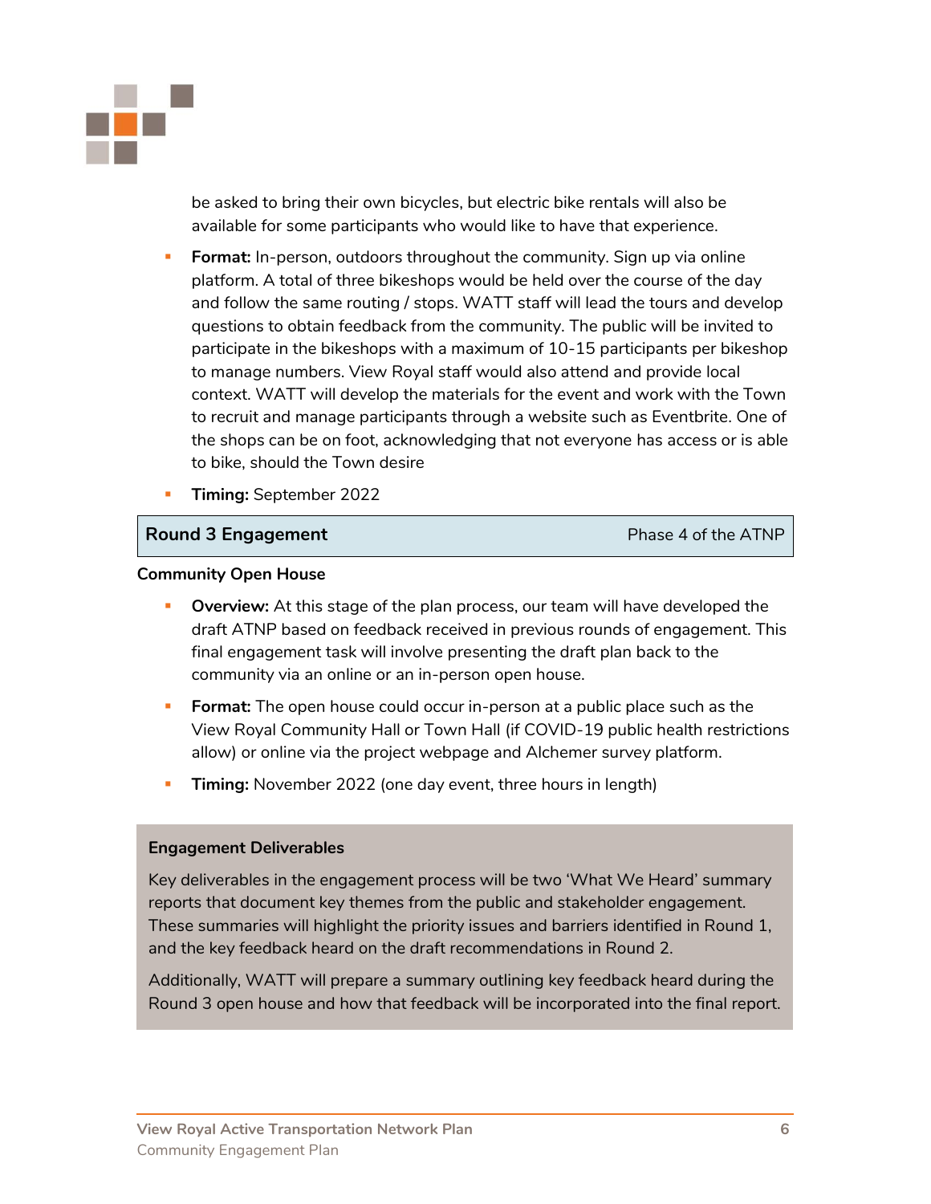be asked to bring their own bicycles, but electric bike rentals will also be available for some participants who would like to have that experience.

- **Format:** In-person, outdoors throughout the community. Sign up via online platform. A total of three bikeshops would be held over the course of the day and follow the same routing / stops. WATT staff will lead the tours and develop questions to obtain feedback from the community. The public will be invited to participate in the bikeshops with a maximum of 10-15 participants per bikeshop to manage numbers. View Royal staff would also attend and provide local context. WATT will develop the materials for the event and work with the Town to recruit and manage participants through a website such as Eventbrite. One of the shops can be on foot, acknowledging that not everyone has access or is able to bike, should the Town desire
- **Timing:** September 2022

## Round 3 Engagement — Phase 4 of the ATNP

**Community Open House**

- **Overview:** At this stage of the plan process, our team will have developed the draft ATNP based on feedback received in previous rounds of engagement. This final engagement task will involve presenting the draft plan back to the community via an online or an in-person open house.
- **Format:** The open house could occur in-person at a public place such as the View Royal Community Hall or Town Hall (if COVID-19 public health restrictions allow) or online via the project webpage and Alchemer survey platform.
- **Timing:** November 2022 (one day event, three hours in length)

**Engagement Deliverables**

Key deliverables in the engagement process will be two 'What We Heard' summary reports that document key themes from the public and stakeholder engagement. These summaries will highlight the priority issues and barriers identified in Round 1, and the key feedback heard on the draft recommendations in Round 2.

Additionally, WATT will prepare a summary outlining key feedback heard during the Round 3 open house and how that feedback will be incorporated into the final report.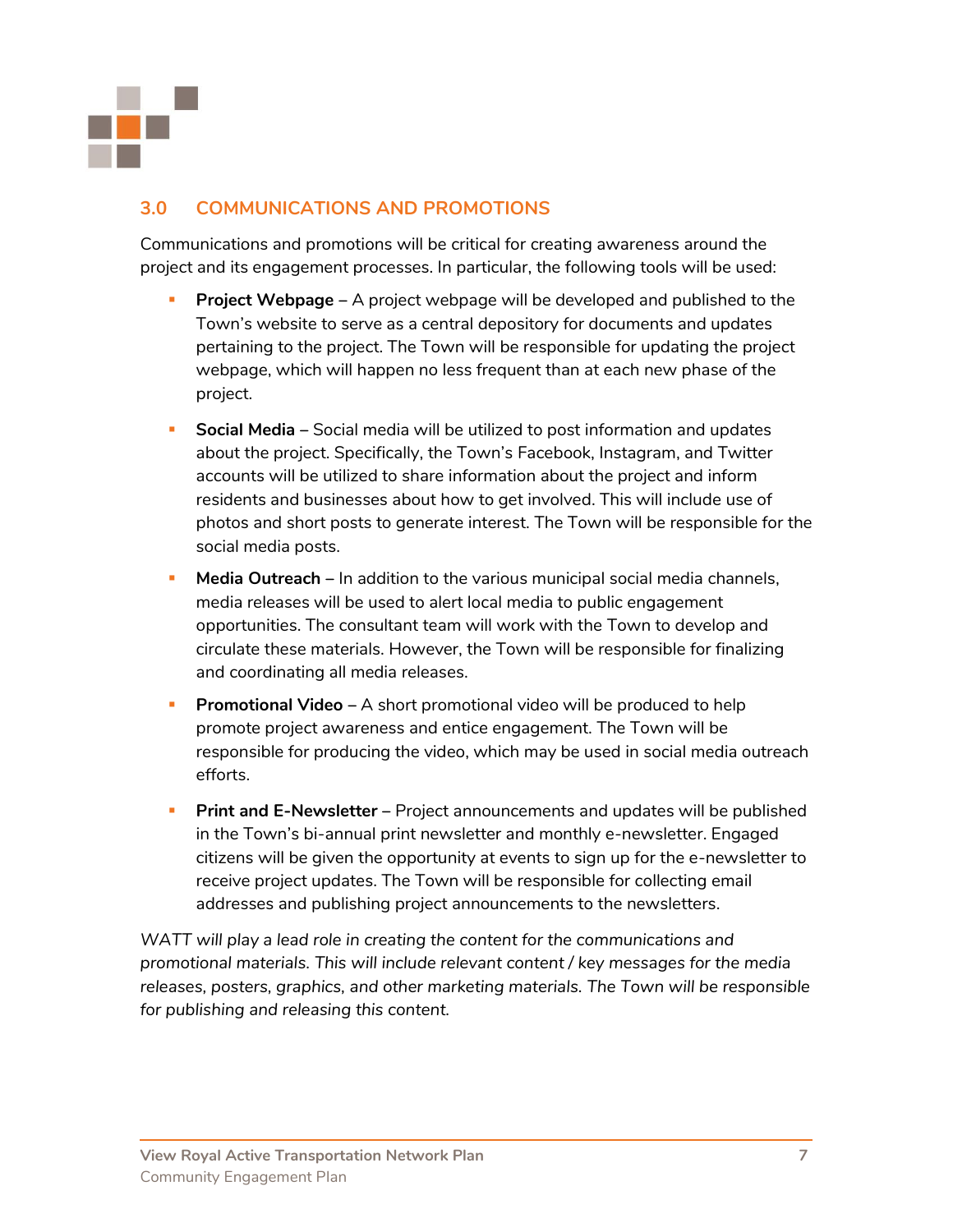## 3.0 COMMUNICATIONS AND PROMOTIONS

Communications and promotions will be critical for creating awareness around the project and its engagement processes. In particular, the following tools will be used:

- **Project Webpage** – A project webpage will be developed and published to the Town's website to serve as a central depository for documents and updates pertaining to the project. The Town will be responsible for updating the project webpage, which will happen no less frequent than at each new phase of the project.

- **Social Media** – Social media will be utilized to post information and updates about the project. Specifically, the Town's Facebook, Instagram, and Twitter accounts will be utilized to share information about the project and inform residents and businesses about how to get involved. This will include use of photos and short posts to generate interest. The Town will be responsible for the social media posts.

- **Media Outreach** – In addition to the various municipal social media channels, media releases will be used to alert local media to public engagement opportunities. The consultant team will work with the Town to develop and circulate these materials. However, the Town will be responsible for finalizing and coordinating all media releases.

- **Promotional Video** – A short promotional video will be produced to help promote project awareness and entice engagement. The Town will be responsible for producing the video, which may be used in social media outreach efforts.

- **Print and E-Newsletter** – Project announcements and updates will be published in the Town's bi-annual print newsletter and monthly e-newsletter. Engaged citizens will be given the opportunity at events to sign up for the e-newsletter to receive project updates. The Town will be responsible for collecting email addresses and publishing project announcements to the newsletters.

*WATT will play a lead role in creating the content for the communications and promotional materials. This will include relevant content / key messages for the media releases, posters, graphics, and other marketing materials. The Town will be responsible for publishing and releasing this content.*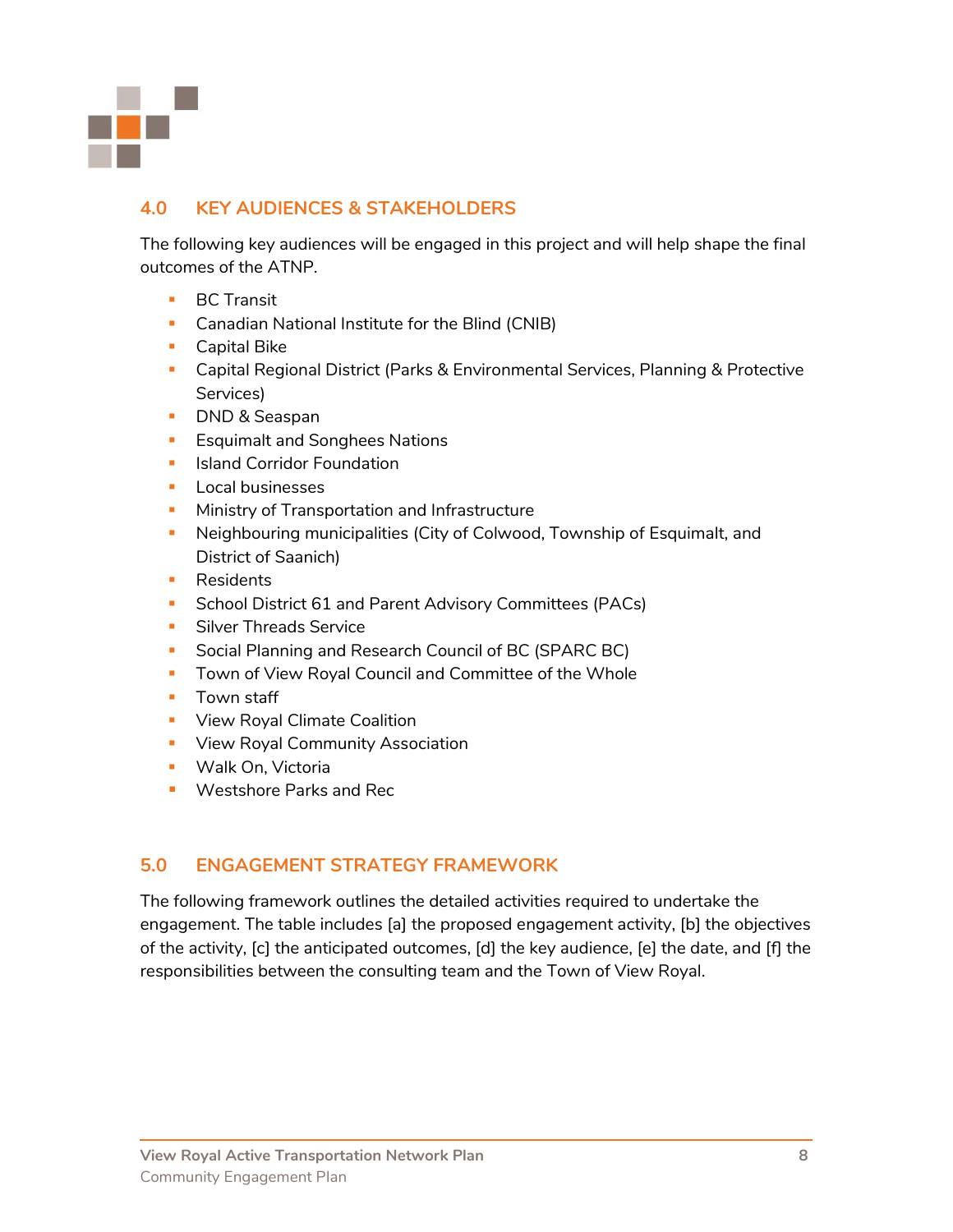## 4.0 KEY AUDIENCES & STAKEHOLDERS

The following key audiences will be engaged in this project and will help shape the final outcomes of the ATNP.

- BC Transit
- Canadian National Institute for the Blind (CNIB)
- Capital Bike
- Capital Regional District (Parks & Environmental Services, Planning & Protective Services)
- DND & Seaspan
- Esquimalt and Songhees Nations
- Island Corridor Foundation
- Local businesses
- Ministry of Transportation and Infrastructure
- Neighbouring municipalities (City of Colwood, Township of Esquimalt, and District of Saanich)
- Residents
- School District 61 and Parent Advisory Committees (PACs)
- Silver Threads Service
- Social Planning and Research Council of BC (SPARC BC)
- Town of View Royal Council and Committee of the Whole
- Town staff
- View Royal Climate Coalition
- View Royal Community Association
- Walk On, Victoria
- Westshore Parks and Rec

## 5.0 ENGAGEMENT STRATEGY FRAMEWORK

The following framework outlines the detailed activities required to undertake the engagement. The table includes [a] the proposed engagement activity, [b] the objectives of the activity, [c] the anticipated outcomes, [d] the key audience, [e] the date, and [f] the responsibilities between the consulting team and the Town of View Royal.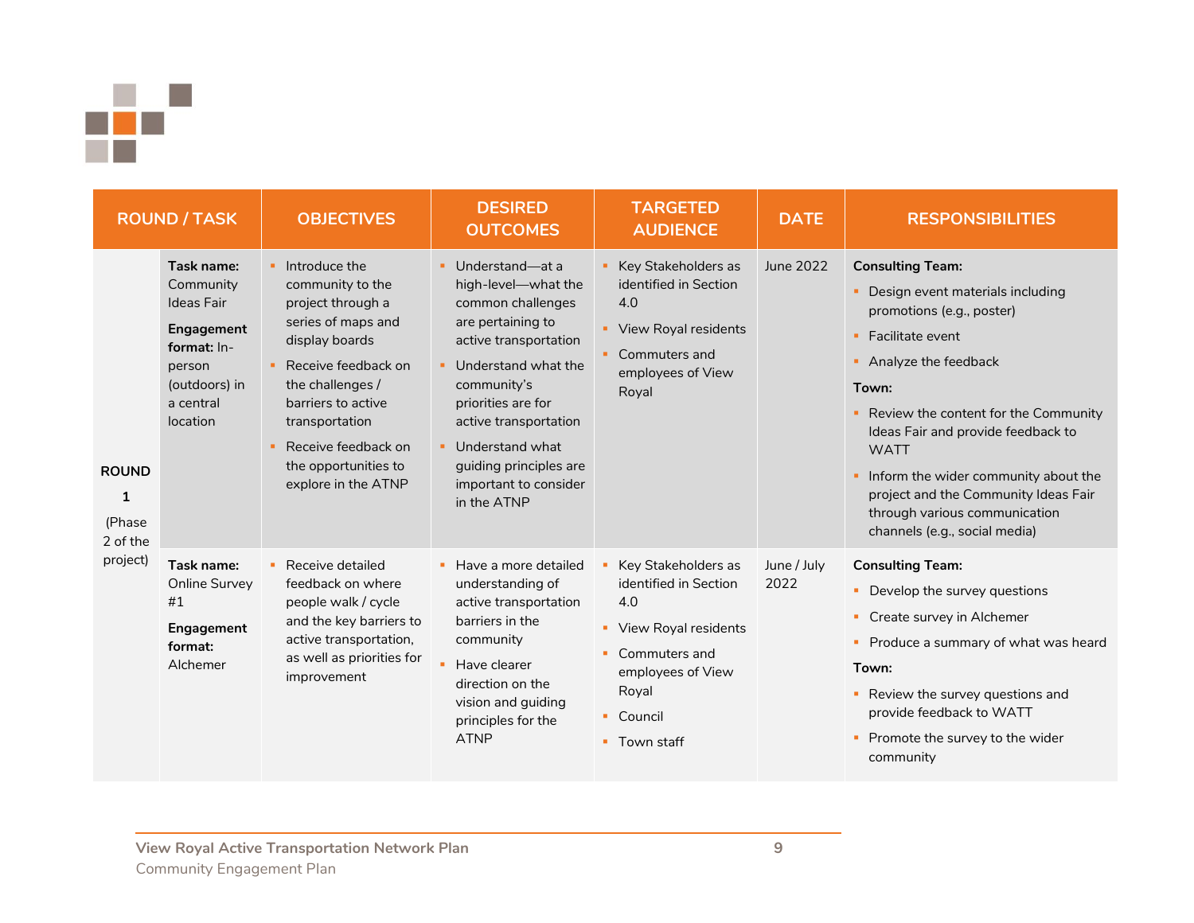| ROUND / TASK | | OBJECTIVES | DESIRED OUTCOMES | TARGETED AUDIENCE | DATE | RESPONSIBILITIES |
|---|---|---|---|---|---|---|
| **ROUND 1** (Phase 2 of the project) | **Task name:** Community Ideas Fair<br><br>**Engagement format:** In-person (outdoors) in a central location | ▪ Introduce the community to the project through a series of maps and display boards<br>▪ Receive feedback on the challenges / barriers to active transportation<br>▪ Receive feedback on the opportunities to explore in the ATNP | ▪ Understand—at a high-level—what the common challenges are pertaining to active transportation<br>▪ Understand what the community's priorities are for active transportation<br>▪ Understand what guiding principles are important to consider in the ATNP | ▪ Key Stakeholders as identified in Section 4.0<br>▪ View Royal residents<br>▪ Commuters and employees of View Royal | June 2022 | **Consulting Team:**<br>▪ Design event materials including promotions (e.g., poster)<br>▪ Facilitate event<br>▪ Analyze the feedback<br>**Town:**<br>▪ Review the content for the Community Ideas Fair and provide feedback to WATT<br>▪ Inform the wider community about the project and the Community Ideas Fair through various communication channels (e.g., social media) |
| | **Task name:** Online Survey #1<br><br>**Engagement format:** Alchemer | ▪ Receive detailed feedback on where people walk / cycle and the key barriers to active transportation, as well as priorities for improvement | ▪ Have a more detailed understanding of active transportation barriers in the community<br>▪ Have clearer direction on the vision and guiding principles for the ATNP | ▪ Key Stakeholders as identified in Section 4.0<br>▪ View Royal residents<br>▪ Commuters and employees of View Royal<br>▪ Council<br>▪ Town staff | June / July 2022 | **Consulting Team:**<br>▪ Develop the survey questions<br>▪ Create survey in Alchemer<br>▪ Produce a summary of what was heard<br>**Town:**<br>▪ Review the survey questions and provide feedback to WATT<br>▪ Promote the survey to the wider community |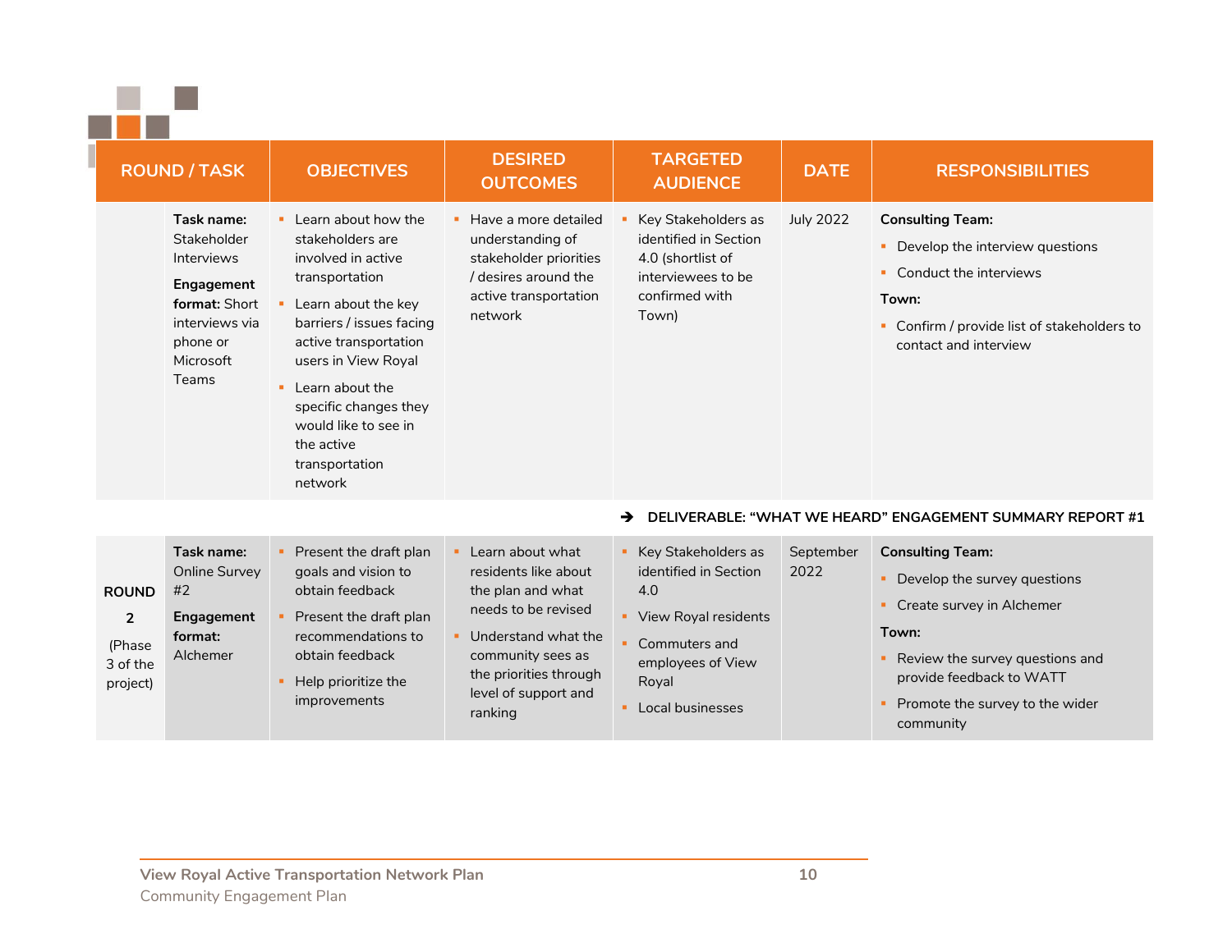| ROUND / TASK | | OBJECTIVES | DESIRED OUTCOMES | TARGETED AUDIENCE | DATE | RESPONSIBILITIES |
|---|---|---|---|---|---|---|
| | **Task name:** Stakeholder Interviews<br>**Engagement format:** Short interviews via phone or Microsoft Teams | ▪ Learn about how the stakeholders are involved in active transportation<br>▪ Learn about the key barriers / issues facing active transportation users in View Royal<br>▪ Learn about the specific changes they would like to see in the active transportation network | ▪ Have a more detailed understanding of stakeholder priorities / desires around the active transportation network | ▪ Key Stakeholders as identified in Section 4.0 (shortlist of interviewees to be confirmed with Town) | July 2022 | **Consulting Team:**<br>▪ Develop the interview questions<br>▪ Conduct the interviews<br>**Town:**<br>▪ Confirm / provide list of stakeholders to contact and interview |
| | | | | **➔ DELIVERABLE: "WHAT WE HEARD" ENGAGEMENT SUMMARY REPORT #1** | | |
| **ROUND 2** (Phase 3 of the project) | **Task name:** Online Survey #2<br>**Engagement format:** Alchemer | ▪ Present the draft plan goals and vision to obtain feedback<br>▪ Present the draft plan recommendations to obtain feedback<br>▪ Help prioritize the improvements | ▪ Learn about what residents like about the plan and what needs to be revised<br>▪ Understand what the community sees as the priorities through level of support and ranking | ▪ Key Stakeholders as identified in Section 4.0<br>▪ View Royal residents<br>▪ Commuters and employees of View Royal<br>▪ Local businesses | September 2022 | **Consulting Team:**<br>▪ Develop the survey questions<br>▪ Create survey in Alchemer<br>**Town:**<br>▪ Review the survey questions and provide feedback to WATT<br>▪ Promote the survey to the wider community |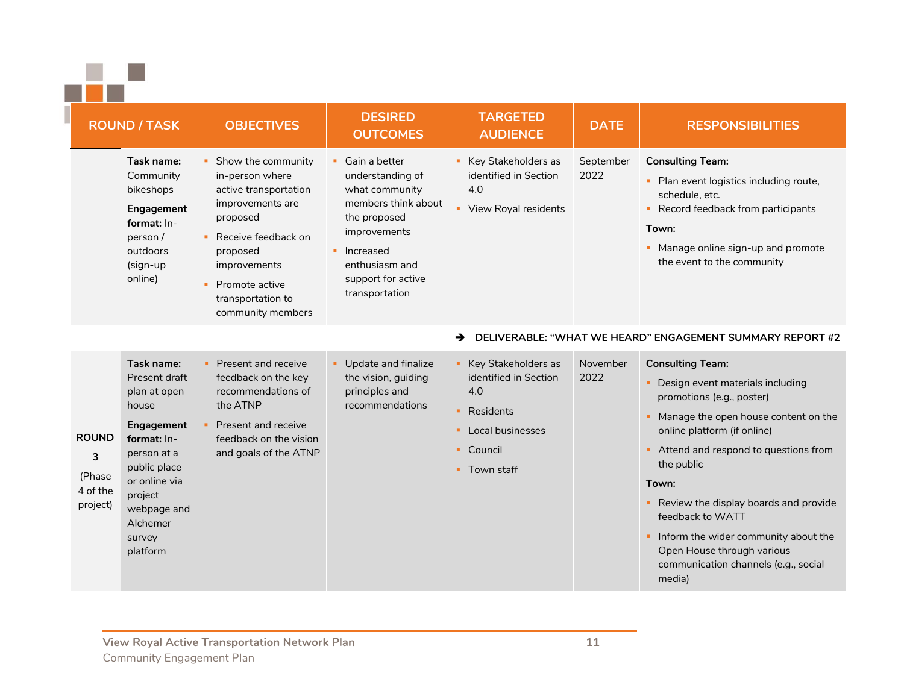| ROUND / TASK | | OBJECTIVES | DESIRED OUTCOMES | TARGETED AUDIENCE | DATE | RESPONSIBILITIES |
|---|---|---|---|---|---|---|
| | **Task name:** Community bikeshops<br><br>**Engagement format:** In-person / outdoors (sign-up online) | ▪ Show the community in-person where active transportation improvements are proposed<br>▪ Receive feedback on proposed improvements<br>▪ Promote active transportation to community members | ▪ Gain a better understanding of what community members think about the proposed improvements<br>▪ Increased enthusiasm and support for active transportation | ▪ Key Stakeholders as identified in Section 4.0<br>▪ View Royal residents | September 2022 | **Consulting Team:**<br>▪ Plan event logistics including route, schedule, etc.<br>▪ Record feedback from participants<br><br>**Town:**<br>▪ Manage online sign-up and promote the event to the community |
| | | | | ➔ **DELIVERABLE: "WHAT WE HEARD" ENGAGEMENT SUMMARY REPORT #2** | | |
| **ROUND 3** (Phase 4 of the project) | **Task name:** Present draft plan at open house<br><br>**Engagement format:** In-person at a public place or online via project webpage and Alchemer survey platform | ▪ Present and receive feedback on the key recommendations of the ATNP<br>▪ Present and receive feedback on the vision and goals of the ATNP | ▪ Update and finalize the vision, guiding principles and recommendations | ▪ Key Stakeholders as identified in Section 4.0<br>▪ Residents<br>▪ Local businesses<br>▪ Council<br>▪ Town staff | November 2022 | **Consulting Team:**<br>▪ Design event materials including promotions (e.g., poster)<br>▪ Manage the open house content on the online platform (if online)<br>▪ Attend and respond to questions from the public<br><br>**Town:**<br>▪ Review the display boards and provide feedback to WATT<br>▪ Inform the wider community about the Open House through various communication channels (e.g., social media) |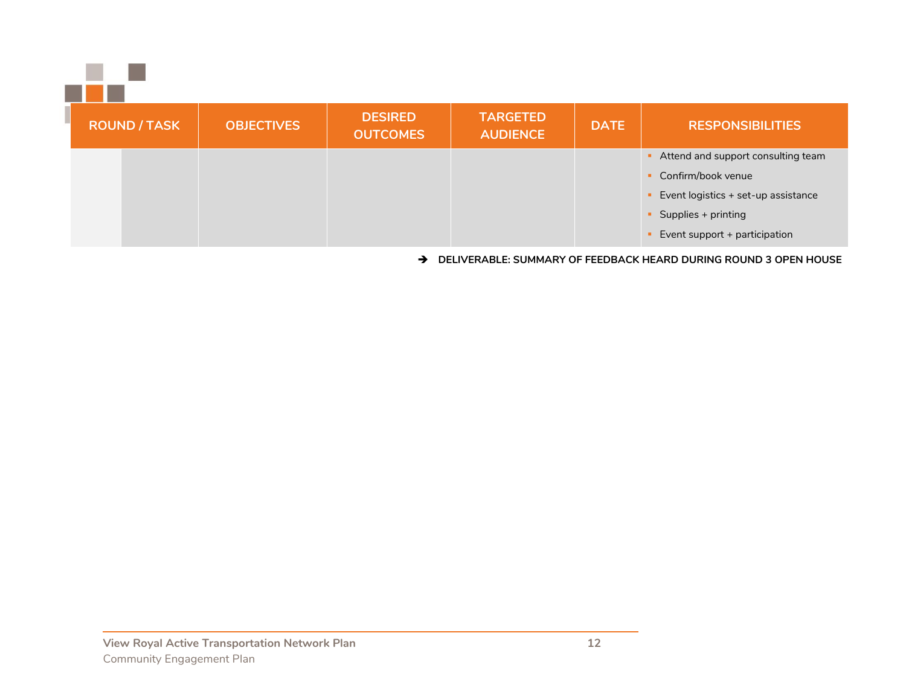| ROUND / TASK | | OBJECTIVES | DESIRED OUTCOMES | TARGETED AUDIENCE | DATE | RESPONSIBILITIES |
|---|---|---|---|---|---|---|
| | | | | | | ▪ Attend and support consulting team<br>▪ Confirm/book venue<br>▪ Event logistics + set-up assistance<br>▪ Supplies + printing<br>▪ Event support + participation |

➔ **DELIVERABLE: SUMMARY OF FEEDBACK HEARD DURING ROUND 3 OPEN HOUSE**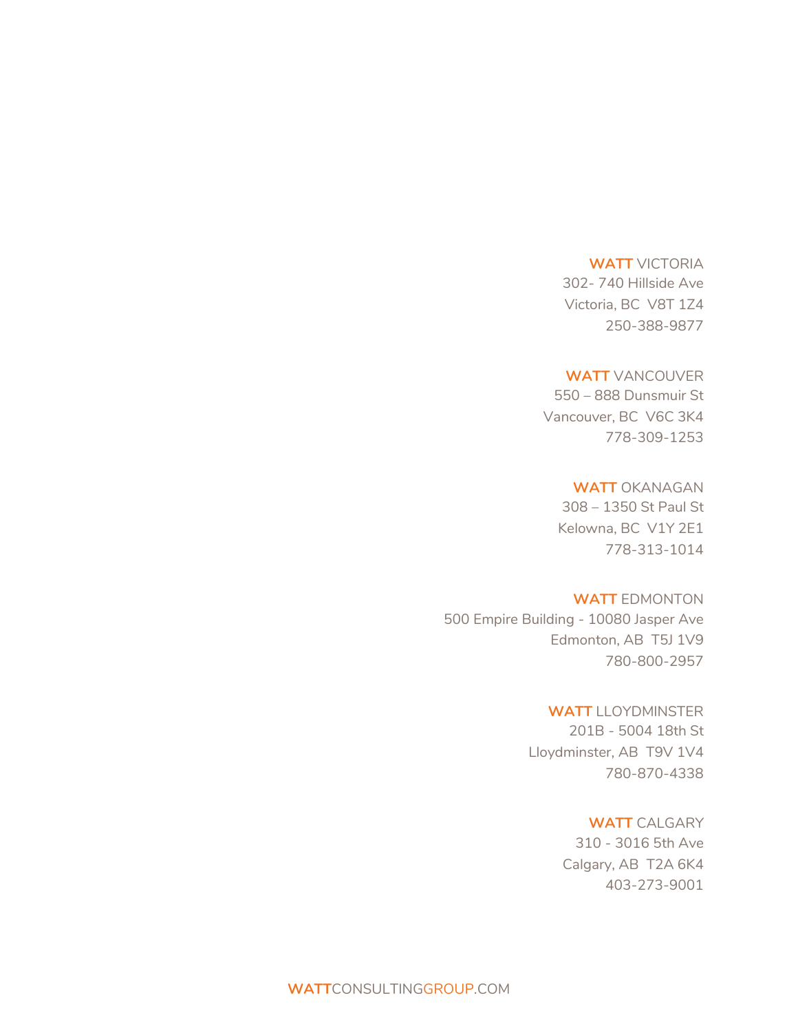**WATT** VICTORIA
302- 740 Hillside Ave
Victoria, BC  V8T 1Z4
250-388-9877

**WATT** VANCOUVER
550 – 888 Dunsmuir St
Vancouver, BC  V6C 3K4
778-309-1253

**WATT** OKANAGAN
308 – 1350 St Paul St
Kelowna, BC  V1Y 2E1
778-313-1014

**WATT** EDMONTON
500 Empire Building - 10080 Jasper Ave
Edmonton, AB  T5J 1V9
780-800-2957

**WATT** LLOYDMINSTER
201B - 5004 18th St
Lloydminster, AB  T9V 1V4
780-870-4338

**WATT** CALGARY
310 - 3016 5th Ave
Calgary, AB  T2A 6K4
403-273-9001

**WATT**CONSULTINGGROUP.COM